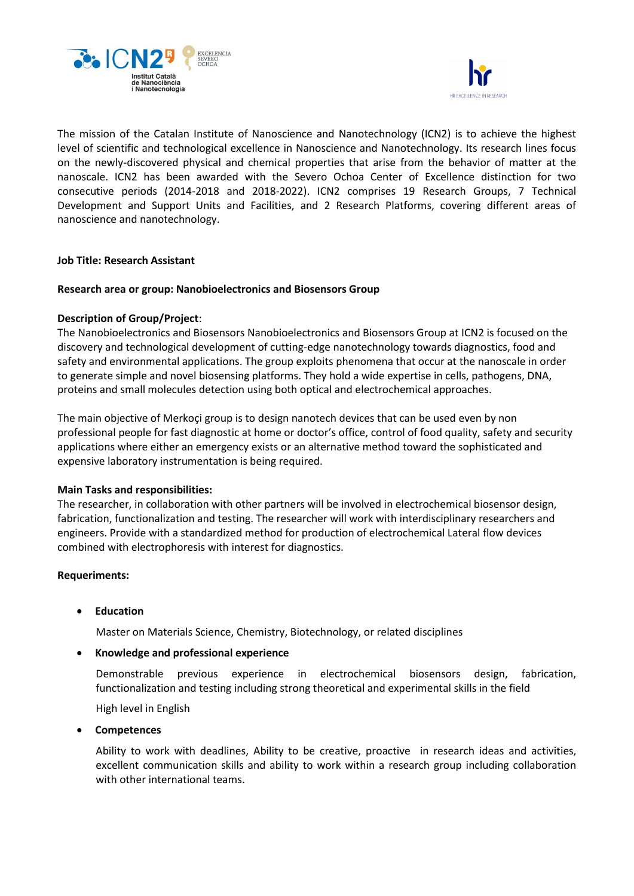The mission of the Catalan Institute of Nanoscience and Nanotechnology (ICN2) is to achieve the highest level of scientific and technological excellence in Nanoscience and Nanotechnology. Its research lines focus on the newly-discovered physical and chemical properties that arise from the behavior of matter at the nanoscale. ICN2 has been awarded with the Severo Ochoa Center of Excellence distinction for two consecutive periods (2014-2018 and 2018-2022). ICN2 comprises 19 Research Groups, 7 Technical Development and Support Units and Facilities, and 2 Research Platforms, covering different areas of nanoscience and nanotechnology.

**Job Title: Research Assistant**

**Research area or group: Nanobioelectronics and Biosensors Group**

**Description of Group/Project**:
The Nanobioelectronics and Biosensors Nanobioelectronics and Biosensors Group at ICN2 is focused on the discovery and technological development of cutting-edge nanotechnology towards diagnostics, food and safety and environmental applications. The group exploits phenomena that occur at the nanoscale in order to generate simple and novel biosensing platforms. They hold a wide expertise in cells, pathogens, DNA, proteins and small molecules detection using both optical and electrochemical approaches.

The main objective of Merkoçi group is to design nanotech devices that can be used even by non professional people for fast diagnostic at home or doctor's office, control of food quality, safety and security applications where either an emergency exists or an alternative method toward the sophisticated and expensive laboratory instrumentation is being required.

**Main Tasks and responsibilities:**
The researcher, in collaboration with other partners will be involved in electrochemical biosensor design, fabrication, functionalization and testing. The researcher will work with interdisciplinary researchers and engineers. Provide with a standardized method for production of electrochemical Lateral flow devices combined with electrophoresis with interest for diagnostics.

**Requeriments:**

- **Education**

  Master on Materials Science, Chemistry, Biotechnology, or related disciplines

- **Knowledge and professional experience**

  Demonstrable previous experience in electrochemical biosensors design, fabrication, functionalization and testing including strong theoretical and experimental skills in the field

  High level in English

- **Competences**

  Ability to work with deadlines, Ability to be creative, proactive in research ideas and activities, excellent communication skills and ability to work within a research group including collaboration with other international teams.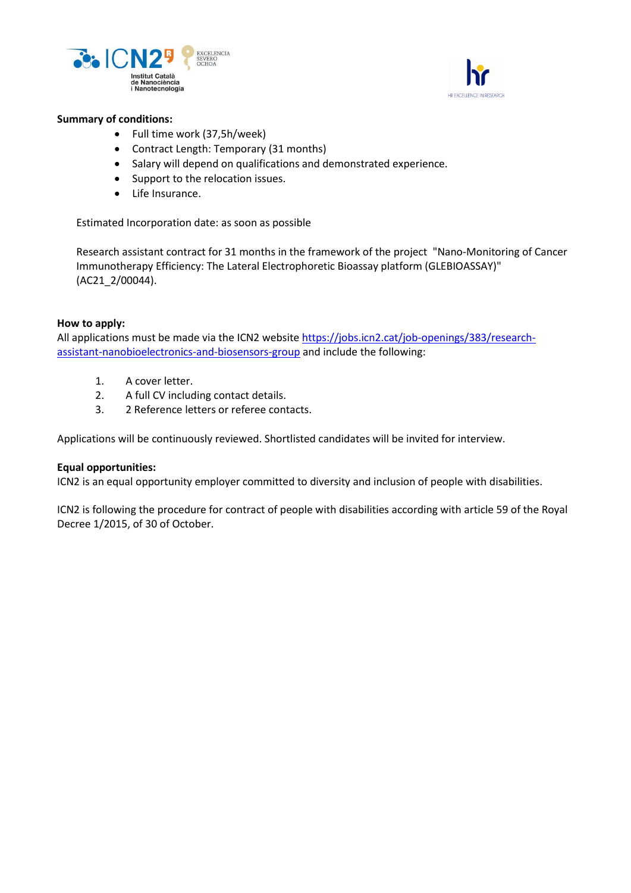**Summary of conditions:**

- Full time work (37,5h/week)
- Contract Length: Temporary (31 months)
- Salary will depend on qualifications and demonstrated experience.
- Support to the relocation issues.
- Life Insurance.

Estimated Incorporation date: as soon as possible

Research assistant contract for 31 months in the framework of the project "Nano-Monitoring of Cancer Immunotherapy Efficiency: The Lateral Electrophoretic Bioassay platform (GLEBIOASSAY)" (AC21_2/00044).

**How to apply:**

All applications must be made via the ICN2 website [https://jobs.icn2.cat/job-openings/383/research-assistant-nanobioelectronics-and-biosensors-group](https://jobs.icn2.cat/job-openings/383/research-assistant-nanobioelectronics-and-biosensors-group) and include the following:

1. A cover letter.
2. A full CV including contact details.
3. 2 Reference letters or referee contacts.

Applications will be continuously reviewed. Shortlisted candidates will be invited for interview.

**Equal opportunities:**

ICN2 is an equal opportunity employer committed to diversity and inclusion of people with disabilities.

ICN2 is following the procedure for contract of people with disabilities according with article 59 of the Royal Decree 1/2015, of 30 of October.